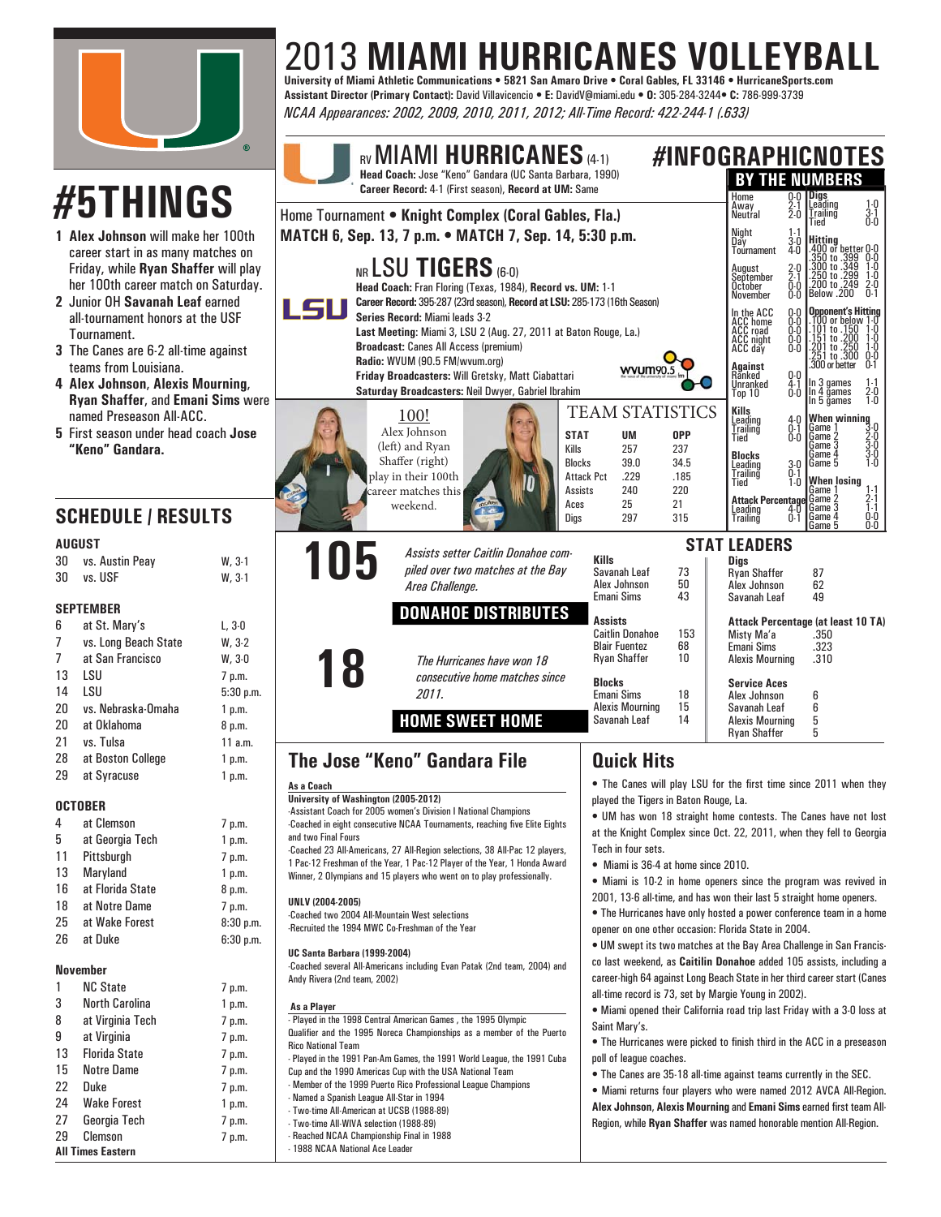# 2013 MIAMI HURRICANES VOLLEYBALL

**University of Miami Athletic Communications • 5821 San Amaro Drive • Coral Gables, FL 33146 • HurricaneSports.com**
**Assistant Director (Primary Contact):** David Villavicencio • **E:** DavidV@miami.edu • **O:** 305-284-3244• **C:** 786-999-3739
*NCAA Appearances: 2002, 2009, 2010, 2011, 2012; All-Time Record: 422-244-1 (.633)*

# #5THINGS

1. **Alex Johnson** will make her 100th career start in as many matches on Friday, while **Ryan Shaffer** will play her 100th career match on Saturday.
2. Junior OH **Savanah Leaf** earned all-tournament honors at the USF Tournament.
3. The Canes are 6-2 all-time against teams from Louisiana.
4. **Alex Johnson, Alexis Mourning, Ryan Shaffer**, and **Emani Sims** were named Preseason All-ACC.
5. First season under head coach **Jose "Keno" Gandara.**

## SCHEDULE / RESULTS

**AUGUST**

| | | |
|---|---|---|
| 30 | vs. Austin Peay | W, 3-1 |
| 30 | vs. USF | W, 3-1 |

**SEPTEMBER**

| | | |
|---|---|---|
| 6 | at St. Mary's | L, 3-0 |
| 7 | vs. Long Beach State | W, 3-2 |
| 7 | at San Francisco | W, 3-0 |
| 13 | LSU | 7 p.m. |
| 14 | LSU | 5:30 p.m. |
| 20 | vs. Nebraska-Omaha | 1 p.m. |
| 20 | at Oklahoma | 8 p.m. |
| 21 | vs. Tulsa | 11 a.m. |
| 28 | at Boston College | 1 p.m. |
| 29 | at Syracuse | 1 p.m. |

**OCTOBER**

| | | |
|---|---|---|
| 4 | at Clemson | 7 p.m. |
| 5 | at Georgia Tech | 1 p.m. |
| 11 | Pittsburgh | 7 p.m. |
| 13 | Maryland | 1 p.m. |
| 16 | at Florida State | 8 p.m. |
| 18 | at Notre Dame | 7 p.m. |
| 25 | at Wake Forest | 8:30 p.m. |
| 26 | at Duke | 6:30 p.m. |

**November**

| | | |
|---|---|---|
| 1 | NC State | 7 p.m. |
| 3 | North Carolina | 1 p.m. |
| 8 | at Virginia Tech | 7 p.m. |
| 9 | at Virginia | 7 p.m. |
| 13 | Florida State | 7 p.m. |
| 15 | Notre Dame | 7 p.m. |
| 22 | Duke | 7 p.m. |
| 24 | Wake Forest | 1 p.m. |
| 27 | Georgia Tech | 7 p.m. |
| 29 | Clemson | 7 p.m. |

**All Times Eastern**

# #INFOGRAPHICNOTES

## RV MIAMI HURRICANES (4-1)

**Head Coach:** Jose "Keno" Gandara (UC Santa Barbara, 1990)
**Career Record:** 4-1 (First season), **Record at UM:** Same

Home Tournament • **Knight Complex (Coral Gables, Fla.)**
**MATCH 6, Sep. 13, 7 p.m. • MATCH 7, Sep. 14, 5:30 p.m.**

## NR LSU TIGERS (6-0)

**Head Coach:** Fran Floring (Texas, 1984), **Record vs. UM:** 1-1
**Career Record:** 395-287 (23rd season), **Record at LSU:** 285-173 (16th Season)
**Series Record:** Miami leads 3-2
**Last Meeting:** Miami 3, LSU 2 (Aug. 27, 2011 at Baton Rouge, La.)
**Broadcast:** Canes All Access (premium)
**Radio:** WVUM (90.5 FM/wvum.org)
**Friday Broadcasters:** Will Gretsky, Matt Ciabattari
**Saturday Broadcasters:** Neil Dwyer, Gabriel Ibrahim

### 100!

Alex Johnson (left) and Ryan Shaffer (right) play in their 100th career matches this weekend.

### TEAM STATISTICS

| STAT | UM | OPP |
|---|---|---|
| Kills | 257 | 237 |
| Blocks | 39.0 | 34.5 |
| Attack Pct | .229 | .185 |
| Assists | 240 | 220 |
| Aces | 25 | 21 |
| Digs | 297 | 315 |

### BY THE NUMBERS

| | |
|---|---|
| Home | 0-0 |
| Away | 2-1 |
| Neutral | 2-0 |
| Night | 1-1 |
| Day | 3-0 |
| Tournament | 4-0 |
| August | 2-0 |
| September | 2-1 |
| October | 0-0 |
| November | 0-0 |
| In the ACC | 0-0 |
| ACC home | 0-0 |
| ACC road | 0-0 |
| ACC night | 0-0 |
| ACC day | 0-0 |
| **Against** | |
| Ranked | 0-0 |
| Unranked | 4-1 |
| Top 10 | 0-0 |
| **Kills** | |
| Leading | 4-0 |
| Trailing | 0-1 |
| Tied | 0-0 |
| **Blocks** | |
| Leading | 3-0 |
| Trailing | 0-1 |
| Tied | 1-0 |
| **Attack Percentage** | |
| Leading | 4-0 |
| Trailing | 0-1 |

| | |
|---|---|
| **Digs** | |
| Leading | 1-0 |
| Trailing | 3-1 |
| Tied | 0-0 |
| **Hitting** | |
| .400 or better | 0-0 |
| .350 to .399 | 0-0 |
| .300 to .349 | 1-0 |
| .250 to .299 | 1-0 |
| .200 to .249 | 2-0 |
| Below .200 | 0-1 |
| **Opponent's Hitting** | |
| .100 or below | 1-0 |
| .101 to .150 | 1-0 |
| .151 to .200 | 1-0 |
| .201 to .250 | 1-0 |
| .251 to .300 | 0-0 |
| .300 or better | 0-1 |
| In 3 games | 1-1 |
| In 4 games | 2-0 |
| In 5 games | 1-0 |
| **When winning** | |
| Game 1 | 3-0 |
| Game 2 | 2-0 |
| Game 3 | 3-0 |
| Game 4 | 3-0 |
| Game 5 | 1-0 |
| **When losing** | |
| Game 1 | 1-1 |
| Game 2 | 2-1 |
| Game 3 | 1-1 |
| Game 4 | 0-0 |
| Game 5 | 0-0 |

### 105

*Assists setter Caitlin Donahoe compiled over two matches at the Bay Area Challenge.*

**DONAHOE DISTRIBUTES**

### 18

*The Hurricanes have won 18 consecutive home matches since 2011.*

**HOME SWEET HOME**

### STAT LEADERS

| Kills | |
|---|---|
| Savanah Leaf | 73 |
| Alex Johnson | 50 |
| Emani Sims | 43 |
| **Assists** | |
| Caitlin Donahoe | 153 |
| Blair Fuentez | 68 |
| Ryan Shaffer | 10 |
| **Blocks** | |
| Emani Sims | 18 |
| Alexis Mourning | 15 |
| Savanah Leaf | 14 |

| Digs | |
|---|---|
| Ryan Shaffer | 87 |
| Alex Johnson | 62 |
| Savanah Leaf | 49 |
| **Attack Percentage (at least 10 TA)** | |
| Misty Ma'a | .350 |
| Emani Sims | .323 |
| Alexis Mourning | .310 |
| **Service Aces** | |
| Alex Johnson | 6 |
| Savanah Leaf | 6 |
| Alexis Mourning | 5 |
| Ryan Shaffer | 5 |

## The Jose "Keno" Gandara File

**As a Coach**

**University of Washington (2005-2012)**
-Assistant Coach for 2005 women's Division I National Champions
-Coached in eight consecutive NCAA Tournaments, reaching five Elite Eights and two Final Fours
-Coached 23 All-Americans, 27 All-Region selections, 38 All-Pac 12 players, 1 Pac-12 Freshman of the Year, 1 Pac-12 Player of the Year, 1 Honda Award Winner, 2 Olympians and 15 players who went on to play professionally.

**UNLV (2004-2005)**
-Coached two 2004 All-Mountain West selections
-Recruited the 1994 MWC Co-Freshman of the Year

**UC Santa Barbara (1999-2004)**
-Coached several All-Americans including Evan Patak (2nd team, 2004) and Andy Rivera (2nd team, 2002)

**As a Player**
- Played in the 1998 Central American Games , the 1995 Olympic Qualifier and the 1995 Noreca Championships as a member of the Puerto Rico National Team
- Played in the 1991 Pan-Am Games, the 1991 World League, the 1991 Cuba Cup and the 1990 Americas Cup with the USA National Team
- Member of the 1999 Puerto Rico Professional League Champions
- Named a Spanish League All-Star in 1994
- Two-time All-American at UCSB (1988-89)
- Two-time All-WIVA selection (1988-89)
- Reached NCAA Championship Final in 1988
- 1988 NCAA National Ace Leader

## Quick Hits

- The Canes will play LSU for the first time since 2011 when they played the Tigers in Baton Rouge, La.
- UM has won 18 straight home contests. The Canes have not lost at the Knight Complex since Oct. 22, 2011, when they fell to Georgia Tech in four sets.
- Miami is 36-4 at home since 2010.
- Miami is 10-2 in home openers since the program was revived in 2001, 13-6 all-time, and has won their last 5 straight home openers.
- The Hurricanes have only hosted a power conference team in a home opener on one other occasion: Florida State in 2004.
- UM swept its two matches at the Bay Area Challenge in San Francisco last weekend, as **Caitilin Donahoe** added 105 assists, including a career-high 64 against Long Beach State in her third career start (Canes all-time record is 73, set by Margie Young in 2002).
- Miami opened their California road trip last Friday with a 3-0 loss at Saint Mary's.
- The Hurricanes were picked to finish third in the ACC in a preseason poll of league coaches.
- The Canes are 35-18 all-time against teams currently in the SEC.
- Miami returns four players who were named 2012 AVCA All-Region. **Alex Johnson, Alexis Mourning** and **Emani Sims** earned first team All-Region, while **Ryan Shaffer** was named honorable mention All-Region.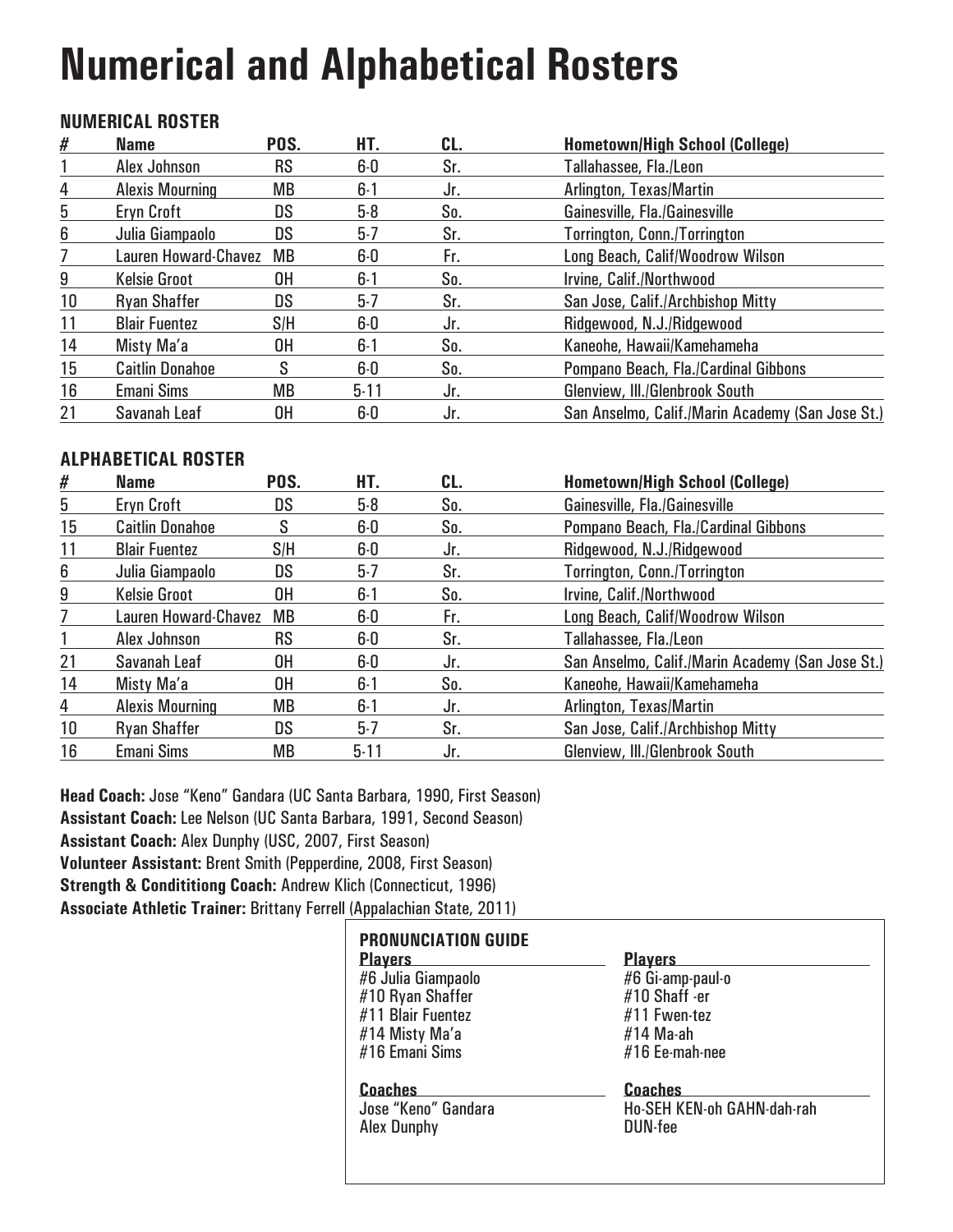# Numerical and Alphabetical Rosters

### NUMERICAL ROSTER

| # | Name | POS. | HT. | CL. | Hometown/High School (College) |
|---|---|---|---|---|---|
| 1 | Alex Johnson | RS | 6-0 | Sr. | Tallahassee, Fla./Leon |
| 4 | Alexis Mourning | MB | 6-1 | Jr. | Arlington, Texas/Martin |
| 5 | Eryn Croft | DS | 5-8 | So. | Gainesville, Fla./Gainesville |
| 6 | Julia Giampaolo | DS | 5-7 | Sr. | Torrington, Conn./Torrington |
| 7 | Lauren Howard-Chavez | MB | 6-0 | Fr. | Long Beach, Calif/Woodrow Wilson |
| 9 | Kelsie Groot | OH | 6-1 | So. | Irvine, Calif./Northwood |
| 10 | Ryan Shaffer | DS | 5-7 | Sr. | San Jose, Calif./Archbishop Mitty |
| 11 | Blair Fuentez | S/H | 6-0 | Jr. | Ridgewood, N.J./Ridgewood |
| 14 | Misty Ma'a | OH | 6-1 | So. | Kaneohe, Hawaii/Kamehameha |
| 15 | Caitlin Donahoe | S | 6-0 | So. | Pompano Beach, Fla./Cardinal Gibbons |
| 16 | Emani Sims | MB | 5-11 | Jr. | Glenview, Ill./Glenbrook South |
| 21 | Savanah Leaf | OH | 6-0 | Jr. | San Anselmo, Calif./Marin Academy (San Jose St.) |

### ALPHABETICAL ROSTER

| # | Name | POS. | HT. | CL. | Hometown/High School (College) |
|---|---|---|---|---|---|
| 5 | Eryn Croft | DS | 5-8 | So. | Gainesville, Fla./Gainesville |
| 15 | Caitlin Donahoe | S | 6-0 | So. | Pompano Beach, Fla./Cardinal Gibbons |
| 11 | Blair Fuentez | S/H | 6-0 | Jr. | Ridgewood, N.J./Ridgewood |
| 6 | Julia Giampaolo | DS | 5-7 | Sr. | Torrington, Conn./Torrington |
| 9 | Kelsie Groot | OH | 6-1 | So. | Irvine, Calif./Northwood |
| 7 | Lauren Howard-Chavez | MB | 6-0 | Fr. | Long Beach, Calif/Woodrow Wilson |
| 1 | Alex Johnson | RS | 6-0 | Sr. | Tallahassee, Fla./Leon |
| 21 | Savanah Leaf | OH | 6-0 | Jr. | San Anselmo, Calif./Marin Academy (San Jose St.) |
| 14 | Misty Ma'a | OH | 6-1 | So. | Kaneohe, Hawaii/Kamehameha |
| 4 | Alexis Mourning | MB | 6-1 | Jr. | Arlington, Texas/Martin |
| 10 | Ryan Shaffer | DS | 5-7 | Sr. | San Jose, Calif./Archbishop Mitty |
| 16 | Emani Sims | MB | 5-11 | Jr. | Glenview, Ill./Glenbrook South |

**Head Coach:** Jose "Keno" Gandara (UC Santa Barbara, 1990, First Season)
**Assistant Coach:** Lee Nelson (UC Santa Barbara, 1991, Second Season)
**Assistant Coach:** Alex Dunphy (USC, 2007, First Season)
**Volunteer Assistant:** Brent Smith (Pepperdine, 2008, First Season)
**Strength & Condititiong Coach:** Andrew Klich (Connecticut, 1996)
**Associate Athletic Trainer:** Brittany Ferrell (Appalachian State, 2011)

**PRONUNCIATION GUIDE**

| Players | Players |
|---|---|
| #6 Julia Giampaolo | #6 Gi-amp-paul-o |
| #10 Ryan Shaffer | #10 Shaff -er |
| #11 Blair Fuentez | #11 Fwen-tez |
| #14 Misty Ma'a | #14 Ma-ah |
| #16 Emani Sims | #16 Ee-mah-nee |

| Coaches | Coaches |
|---|---|
| Jose "Keno" Gandara | Ho-SEH KEN-oh GAHN-dah-rah |
| Alex Dunphy | DUN-fee |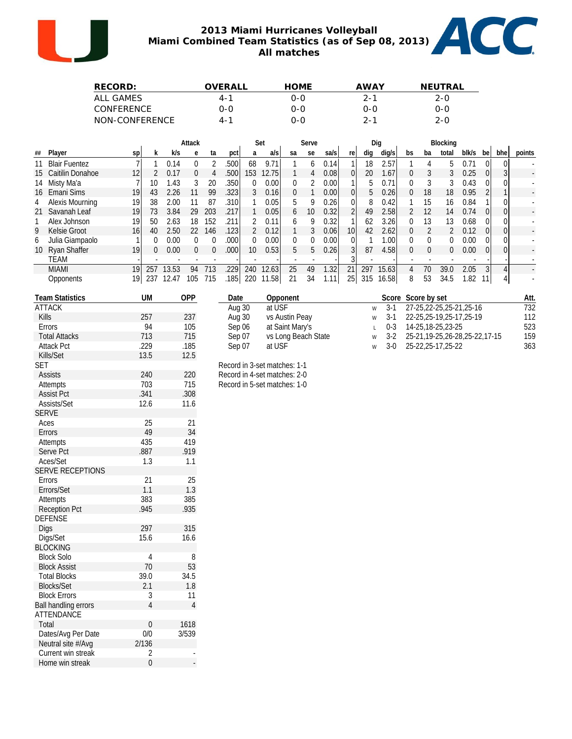# 2013 Miami Hurricanes Volleyball
## Miami Combined Team Statistics (as of Sep 08, 2013)
### All matches

| RECORD: | OVERALL | HOME | AWAY | NEUTRAL |
|---|---|---|---|---|
| ALL GAMES | 4-1 | 0-0 | 2-1 | 2-0 |
| CONFERENCE | 0-0 | 0-0 | 0-0 | 0-0 |
| NON-CONFERENCE | 4-1 | 0-0 | 2-1 | 2-0 |

| | | | Attack | | | | | Set | | Serve | | | | Dig | | Blocking | | | | | | |
|---|---|---|---|---|---|---|---|---|---|---|---|---|---|---|---|---|---|---|---|---|---|---|
| ## | Player | sp | k | k/s | e | ta | pct | a | a/s | sa | se | sa/s | re | dig | dig/s | bs | ba | total | blk/s | be | bhe | points |
| 11 | Blair Fuentez | 7 | 1 | 0.14 | 0 | 2 | .500 | 68 | 9.71 | 1 | 6 | 0.14 | 1 | 18 | 2.57 | 1 | 4 | 5 | 0.71 | 0 | 0 | - |
| 15 | Caitilin Donahoe | 12 | 2 | 0.17 | 0 | 4 | .500 | 153 | 12.75 | 1 | 4 | 0.08 | 0 | 20 | 1.67 | 0 | 3 | 3 | 0.25 | 0 | 3 | - |
| 14 | Misty Ma'a | 7 | 10 | 1.43 | 3 | 20 | .350 | 0 | 0.00 | 0 | 2 | 0.00 | 1 | 5 | 0.71 | 0 | 3 | 3 | 0.43 | 0 | 0 | - |
| 16 | Emani Sims | 19 | 43 | 2.26 | 11 | 99 | .323 | 3 | 0.16 | 0 | 1 | 0.00 | 0 | 5 | 0.26 | 0 | 18 | 18 | 0.95 | 2 | 1 | - |
| 4 | Alexis Mourning | 19 | 38 | 2.00 | 11 | 87 | .310 | 1 | 0.05 | 5 | 9 | 0.26 | 0 | 8 | 0.42 | 1 | 15 | 16 | 0.84 | 1 | 0 | - |
| 21 | Savanah Leaf | 19 | 73 | 3.84 | 29 | 203 | .217 | 1 | 0.05 | 6 | 10 | 0.32 | 2 | 49 | 2.58 | 2 | 12 | 14 | 0.74 | 0 | 0 | - |
| 1 | Alex Johnson | 19 | 50 | 2.63 | 18 | 152 | .211 | 2 | 0.11 | 6 | 9 | 0.32 | 1 | 62 | 3.26 | 0 | 13 | 13 | 0.68 | 0 | 0 | - |
| 9 | Kelsie Groot | 16 | 40 | 2.50 | 22 | 146 | .123 | 2 | 0.12 | 1 | 3 | 0.06 | 10 | 42 | 2.62 | 0 | 2 | 2 | 0.12 | 0 | 0 | - |
| 6 | Julia Giampaolo | 1 | 0 | 0.00 | 0 | 0 | .000 | 0 | 0.00 | 0 | 0 | 0.00 | 0 | 1 | 1.00 | 0 | 0 | 0 | 0.00 | 0 | 0 | - |
| 10 | Ryan Shaffer | 19 | 0 | 0.00 | 0 | 0 | .000 | 10 | 0.53 | 5 | 5 | 0.26 | 3 | 87 | 4.58 | 0 | 0 | 0 | 0.00 | 0 | 0 | - |
| | TEAM | - | - | - | - | - | - | - | - | - | - | - | 3 | - | - | - | - | - | - | - | - | - |
| | MIAMI | 19 | 257 | 13.53 | 94 | 713 | .229 | 240 | 12.63 | 25 | 49 | 1.32 | 21 | 297 | 15.63 | 4 | 70 | 39.0 | 2.05 | 3 | 4 | - |
| | Opponents | 19 | 237 | 12.47 | 105 | 715 | .185 | 220 | 11.58 | 21 | 34 | 1.11 | 25 | 315 | 16.58 | 8 | 53 | 34.5 | 1.82 | 11 | 4 | - |

| Team Statistics | UM | OPP |
|---|---|---|
| ATTACK | | |
| Kills | 257 | 237 |
| Errors | 94 | 105 |
| Total Attacks | 713 | 715 |
| Attack Pct | .229 | .185 |
| Kills/Set | 13.5 | 12.5 |
| SET | | |
| Assists | 240 | 220 |
| Attempts | 703 | 715 |
| Assist Pct | .341 | .308 |
| Assists/Set | 12.6 | 11.6 |
| SERVE | | |
| Aces | 25 | 21 |
| Errors | 49 | 34 |
| Attempts | 435 | 419 |
| Serve Pct | .887 | .919 |
| Aces/Set | 1.3 | 1.1 |
| SERVE RECEPTIONS | | |
| Errors | 21 | 25 |
| Errors/Set | 1.1 | 1.3 |
| Attempts | 383 | 385 |
| Reception Pct | .945 | .935 |
| DEFENSE | | |
| Digs | 297 | 315 |
| Digs/Set | 15.6 | 16.6 |
| BLOCKING | | |
| Block Solo | 4 | 8 |
| Block Assist | 70 | 53 |
| Total Blocks | 39.0 | 34.5 |
| Blocks/Set | 2.1 | 1.8 |
| Block Errors | 3 | 11 |
| Ball handling errors | 4 | 4 |
| ATTENDANCE | | |
| Total | 0 | 1618 |
| Dates/Avg Per Date | 0/0 | 3/539 |
| Neutral site #/Avg | 2/136 | |
| Current win streak | 2 | - |
| Home win streak | 0 | - |

| Date | Opponent | | Score | Score by set | Att. |
|---|---|---|---|---|---|
| Aug 30 | at USF | W | 3-1 | 27-25,22-25,25-21,25-16 | 732 |
| Aug 30 | vs Austin Peay | W | 3-1 | 22-25,25-19,25-17,25-19 | 112 |
| Sep 06 | at Saint Mary's | L | 0-3 | 14-25,18-25,23-25 | 523 |
| Sep 07 | vs Long Beach State | W | 3-2 | 25-21,19-25,26-28,25-22,17-15 | 159 |
| Sep 07 | at USF | W | 3-0 | 25-22,25-17,25-22 | 363 |

Record in 3-set matches: 1-1
Record in 4-set matches: 2-0
Record in 5-set matches: 1-0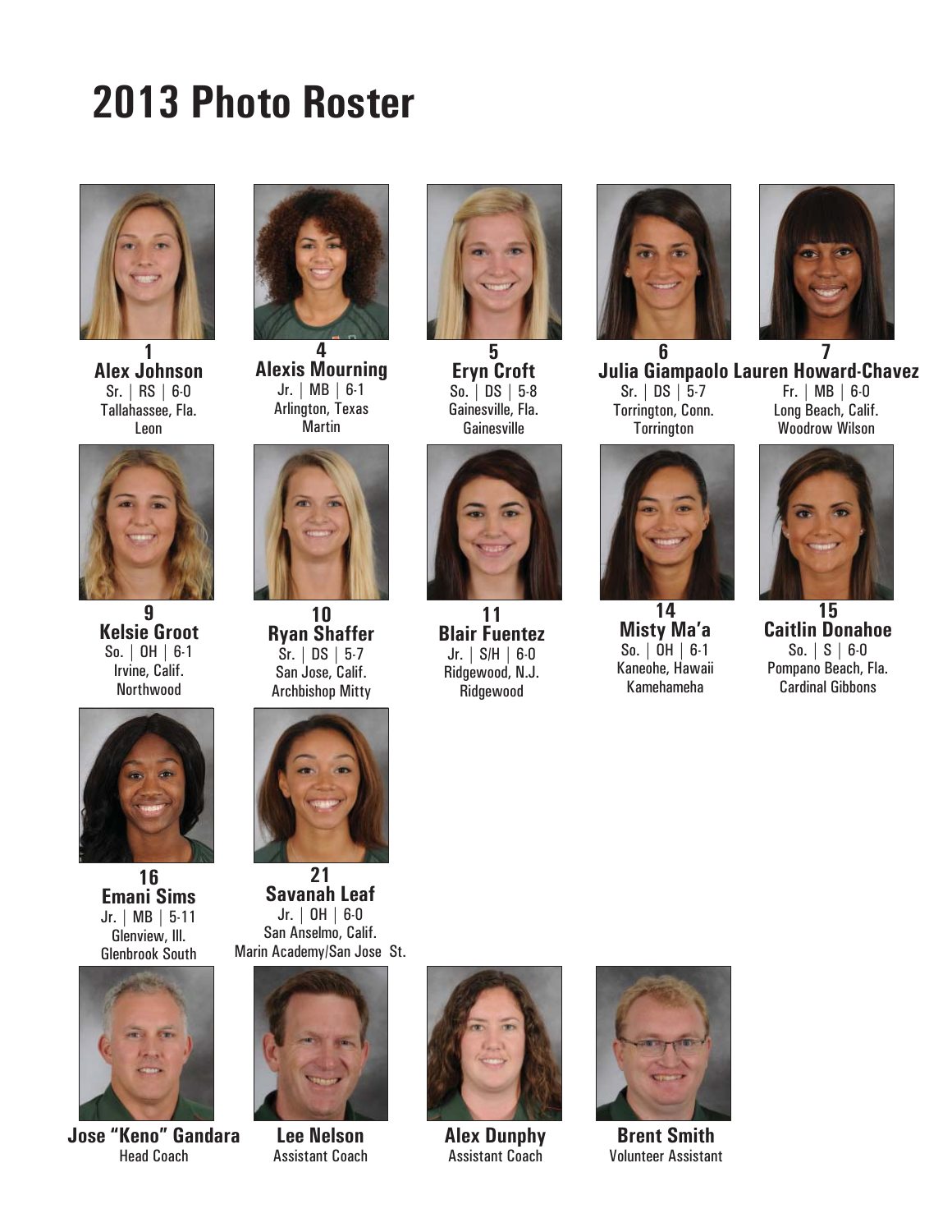# 2013 Photo Roster

**1**
**Alex Johnson**
Sr. | RS | 6-0
Tallahassee, Fla.
Leon

**4**
**Alexis Mourning**
Jr. | MB | 6-1
Arlington, Texas
Martin

**5**
**Eryn Croft**
So. | DS | 5-8
Gainesville, Fla.
Gainesville

**6**
**Julia Giampaolo**
Sr. | DS | 5-7
Torrington, Conn.
Torrington

**7**
**Lauren Howard-Chavez**
Fr. | MB | 6-0
Long Beach, Calif.
Woodrow Wilson

**9**
**Kelsie Groot**
So. | OH | 6-1
Irvine, Calif.
Northwood

**10**
**Ryan Shaffer**
Sr. | DS | 5-7
San Jose, Calif.
Archbishop Mitty

**11**
**Blair Fuentez**
Jr. | S/H | 6-0
Ridgewood, N.J.
Ridgewood

**14**
**Misty Ma'a**
So. | OH | 6-1
Kaneohe, Hawaii
Kamehameha

**15**
**Caitlin Donahoe**
So. | S | 6-0
Pompano Beach, Fla.
Cardinal Gibbons

**16**
**Emani Sims**
Jr. | MB | 5-11
Glenview, Ill.
Glenbrook South

**21**
**Savanah Leaf**
Jr. | OH | 6-0
San Anselmo, Calif.
Marin Academy/San Jose St.

**Jose "Keno" Gandara**
Head Coach

**Lee Nelson**
Assistant Coach

**Alex Dunphy**
Assistant Coach

**Brent Smith**
Volunteer Assistant